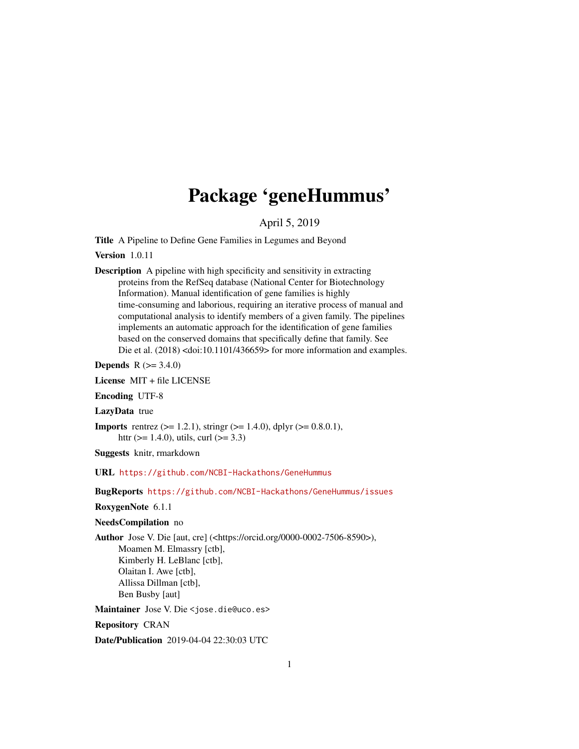# Package 'geneHummus'

April 5, 2019

**Title** A Pipeline to Define Gene Families in Legumes and Beyond

**Version** 1.0.11

**Description** A pipeline with high specificity and sensitivity in extracting proteins from the RefSeq database (National Center for Biotechnology Information). Manual identification of gene families is highly time-consuming and laborious, requiring an iterative process of manual and computational analysis to identify members of a given family. The pipelines implements an automatic approach for the identification of gene families based on the conserved domains that specifically define that family. See Die et al. (2018) <doi:10.1101/436659> for more information and examples.

**Depends** R (>= 3.4.0)

**License** MIT + file LICENSE

**Encoding** UTF-8

**LazyData** true

**Imports** rentrez (>= 1.2.1), stringr (>= 1.4.0), dplyr (>= 0.8.0.1), httr (>= 1.4.0), utils, curl (>= 3.3)

**Suggests** knitr, rmarkdown

**URL** https://github.com/NCBI-Hackathons/GeneHummus

**BugReports** https://github.com/NCBI-Hackathons/GeneHummus/issues

**RoxygenNote** 6.1.1

**NeedsCompilation** no

**Author** Jose V. Die [aut, cre] (<https://orcid.org/0000-0002-7506-8590>), Moamen M. Elmassry [ctb], Kimberly H. LeBlanc [ctb], Olaitan I. Awe [ctb], Allissa Dillman [ctb], Ben Busby [aut]

**Maintainer** Jose V. Die <jose.die@uco.es>

**Repository** CRAN

**Date/Publication** 2019-04-04 22:30:03 UTC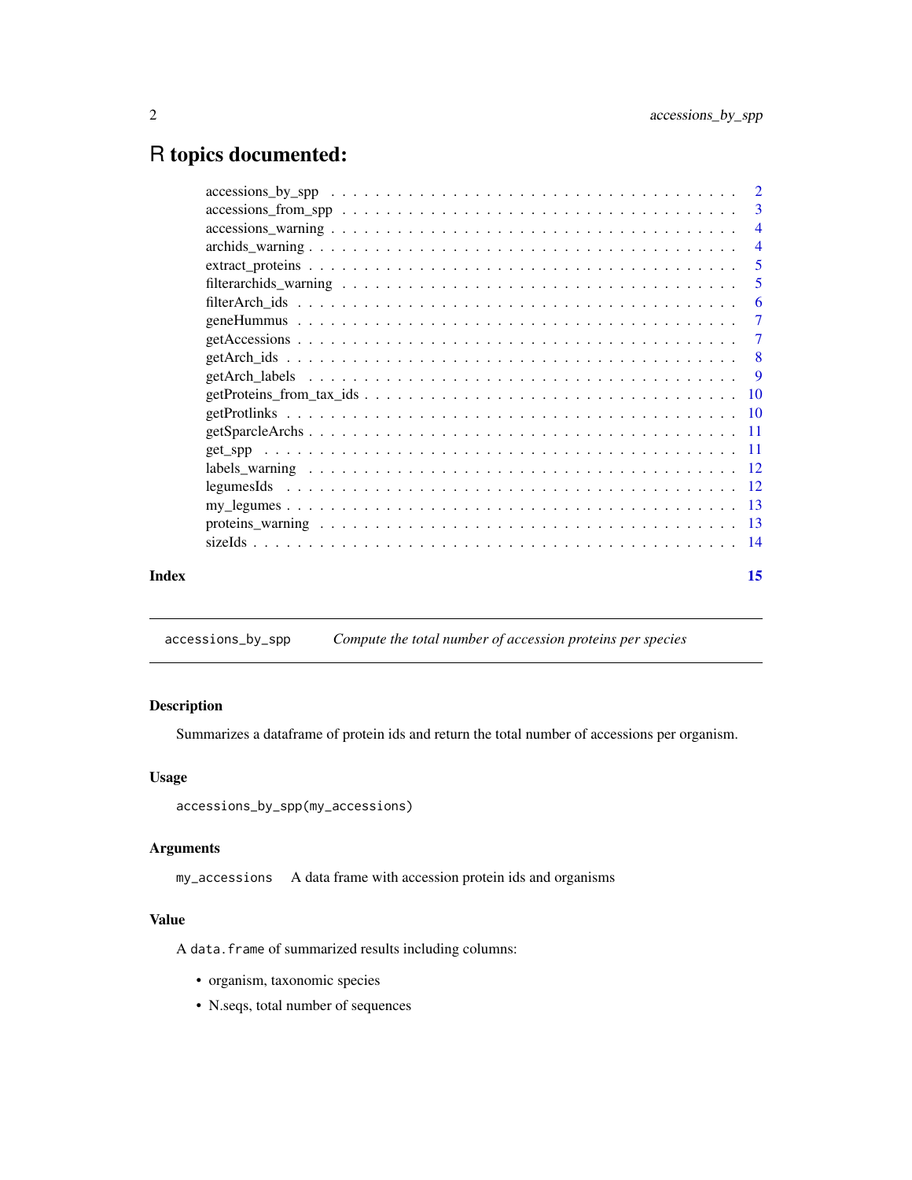# R topics documented:

accessions_by_spp . . . . . . . . . . . . . . . . . . . . . . . . . . . . . . . . . . . . 2
accessions_from_spp . . . . . . . . . . . . . . . . . . . . . . . . . . . . . . . . . . . 3
accessions_warning . . . . . . . . . . . . . . . . . . . . . . . . . . . . . . . . . . . . 4
archids_warning . . . . . . . . . . . . . . . . . . . . . . . . . . . . . . . . . . . . . . 4
extract_proteins . . . . . . . . . . . . . . . . . . . . . . . . . . . . . . . . . . . . . . 5
filterarchids_warning . . . . . . . . . . . . . . . . . . . . . . . . . . . . . . . . . . . 5
filterArch_ids . . . . . . . . . . . . . . . . . . . . . . . . . . . . . . . . . . . . . . . 6
geneHummus . . . . . . . . . . . . . . . . . . . . . . . . . . . . . . . . . . . . . . . . 7
getAccessions . . . . . . . . . . . . . . . . . . . . . . . . . . . . . . . . . . . . . . . 7
getArch_ids . . . . . . . . . . . . . . . . . . . . . . . . . . . . . . . . . . . . . . . . 8
getArch_labels . . . . . . . . . . . . . . . . . . . . . . . . . . . . . . . . . . . . . . 9
getProteins_from_tax_ids . . . . . . . . . . . . . . . . . . . . . . . . . . . . . . . . 10
getProtlinks . . . . . . . . . . . . . . . . . . . . . . . . . . . . . . . . . . . . . . . . 10
getSparcleArchs . . . . . . . . . . . . . . . . . . . . . . . . . . . . . . . . . . . . . 11
get_spp . . . . . . . . . . . . . . . . . . . . . . . . . . . . . . . . . . . . . . . . . . 11
labels_warning . . . . . . . . . . . . . . . . . . . . . . . . . . . . . . . . . . . . . . 12
legumesIds . . . . . . . . . . . . . . . . . . . . . . . . . . . . . . . . . . . . . . . . 12
my_legumes . . . . . . . . . . . . . . . . . . . . . . . . . . . . . . . . . . . . . . . . 13
proteins_warning . . . . . . . . . . . . . . . . . . . . . . . . . . . . . . . . . . . . . 13
sizeIds . . . . . . . . . . . . . . . . . . . . . . . . . . . . . . . . . . . . . . . . . . . 14

**Index** **15**

---

`accessions_by_spp` *Compute the total number of accession proteins per species*

---

### Description

Summarizes a dataframe of protein ids and return the total number of accessions per organism.

### Usage

```
accessions_by_spp(my_accessions)
```

### Arguments

`my_accessions` A data frame with accession protein ids and organisms

### Value

A `data.frame` of summarized results including columns:

- organism, taxonomic species
- N.seqs, total number of sequences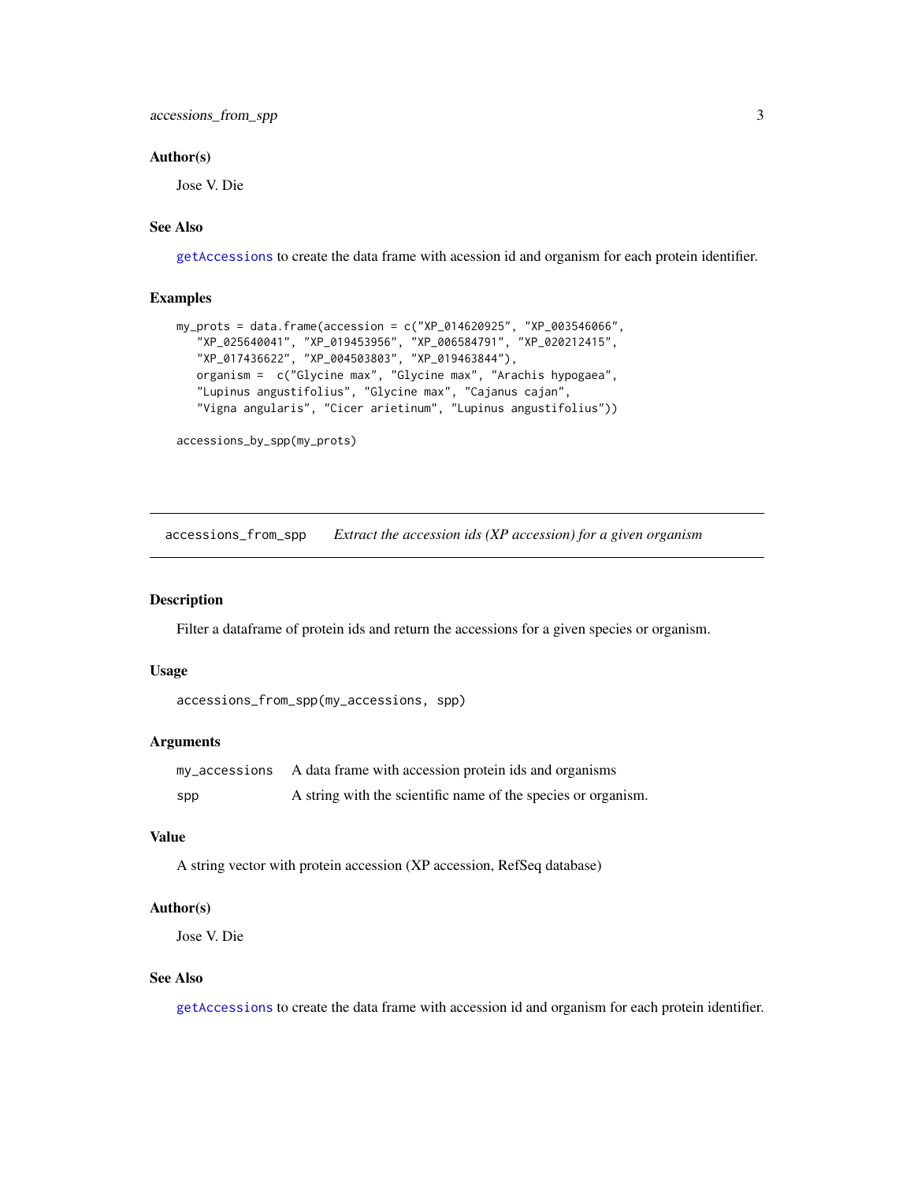### Author(s)

Jose V. Die

### See Also

`getAccessions` to create the data frame with acession id and organism for each protein identifier.

### Examples

```
my_prots = data.frame(accession = c("XP_014620925", "XP_003546066",
   "XP_025640041", "XP_019453956", "XP_006584791", "XP_020212415",
   "XP_017436622", "XP_004503803", "XP_019463844"),
   organism =  c("Glycine max", "Glycine max", "Arachis hypogaea",
   "Lupinus angustifolius", "Glycine max", "Cajanus cajan",
   "Vigna angularis", "Cicer arietinum", "Lupinus angustifolius"))

accessions_by_spp(my_prots)
```

---

## `accessions_from_spp` *Extract the accession ids (XP accession) for a given organism*

---

### Description

Filter a dataframe of protein ids and return the accessions for a given species or organism.

### Usage

```
accessions_from_spp(my_accessions, spp)
```

### Arguments

| | |
|---|---|
| `my_accessions` | A data frame with accession protein ids and organisms |
| `spp` | A string with the scientific name of the species or organism. |

### Value

A string vector with protein accession (XP accession, RefSeq database)

### Author(s)

Jose V. Die

### See Also

`getAccessions` to create the data frame with accession id and organism for each protein identifier.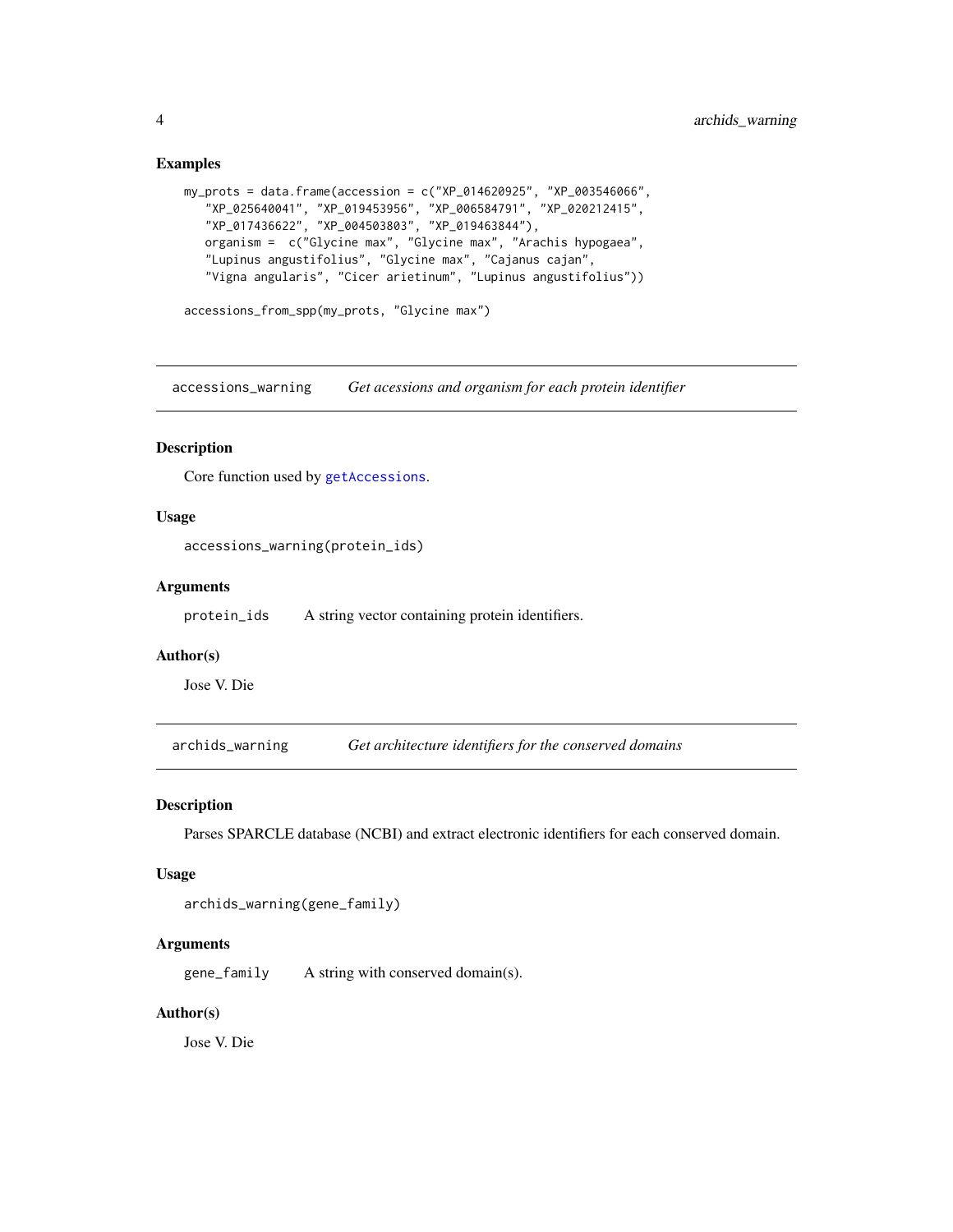## Examples

```
my_prots = data.frame(accession = c("XP_014620925", "XP_003546066",
   "XP_025640041", "XP_019453956", "XP_006584791", "XP_020212415",
   "XP_017436622", "XP_004503803", "XP_019463844"),
   organism =  c("Glycine max", "Glycine max", "Arachis hypogaea",
   "Lupinus angustifolius", "Glycine max", "Cajanus cajan",
   "Vigna angularis", "Cicer arietinum", "Lupinus angustifolius"))

accessions_from_spp(my_prots, "Glycine max")
```

---

# accessions_warning    *Get acessions and organism for each protein identifier*

## Description

Core function used by `getAccessions`.

## Usage

```
accessions_warning(protein_ids)
```

## Arguments

| | |
|---|---|
| `protein_ids` | A string vector containing protein identifiers. |

## Author(s)

Jose V. Die

---

# archids_warning    *Get architecture identifiers for the conserved domains*

## Description

Parses SPARCLE database (NCBI) and extract electronic identifiers for each conserved domain.

## Usage

```
archids_warning(gene_family)
```

## Arguments

| | |
|---|---|
| `gene_family` | A string with conserved domain(s). |

## Author(s)

Jose V. Die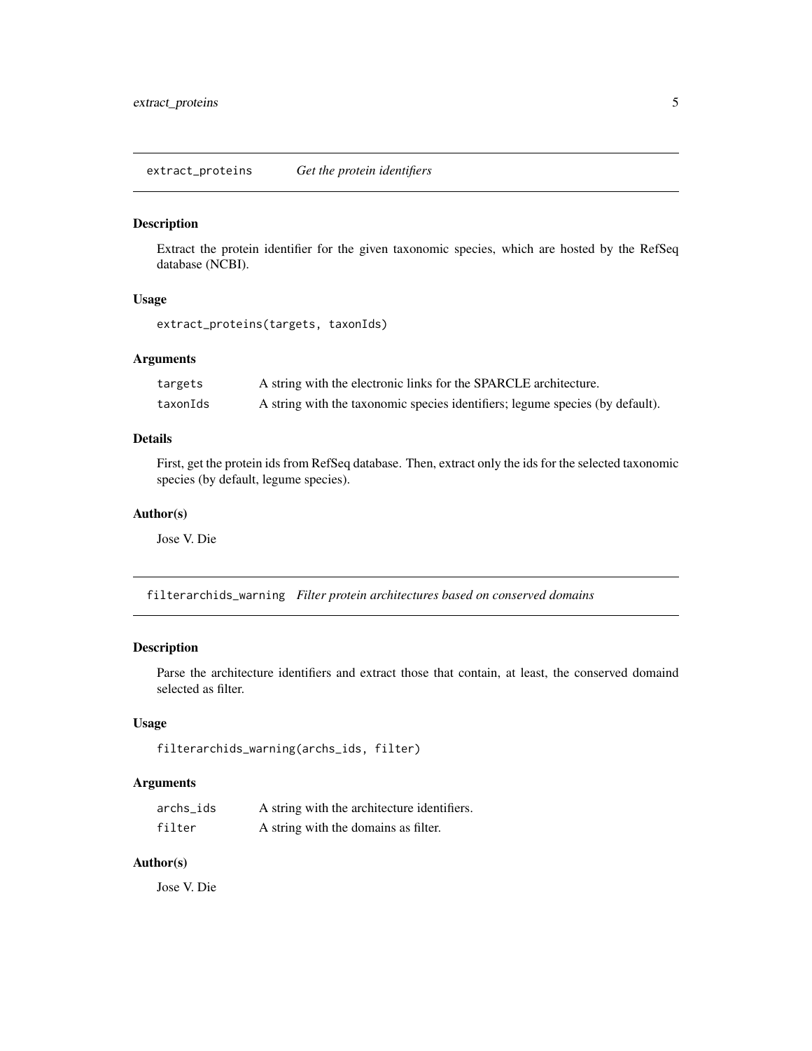## extract_proteins — *Get the protein identifiers*

### Description

Extract the protein identifier for the given taxonomic species, which are hosted by the RefSeq database (NCBI).

### Usage

```
extract_proteins(targets, taxonIds)
```

### Arguments

| | |
|---|---|
| `targets` | A string with the electronic links for the SPARCLE architecture. |
| `taxonIds` | A string with the taxonomic species identifiers; legume species (by default). |

### Details

First, get the protein ids from RefSeq database. Then, extract only the ids for the selected taxonomic species (by default, legume species).

### Author(s)

Jose V. Die

## filterarchids_warning — *Filter protein architectures based on conserved domains*

### Description

Parse the architecture identifiers and extract those that contain, at least, the conserved domaind selected as filter.

### Usage

```
filterarchids_warning(archs_ids, filter)
```

### Arguments

| | |
|---|---|
| `archs_ids` | A string with the architecture identifiers. |
| `filter` | A string with the domains as filter. |

### Author(s)

Jose V. Die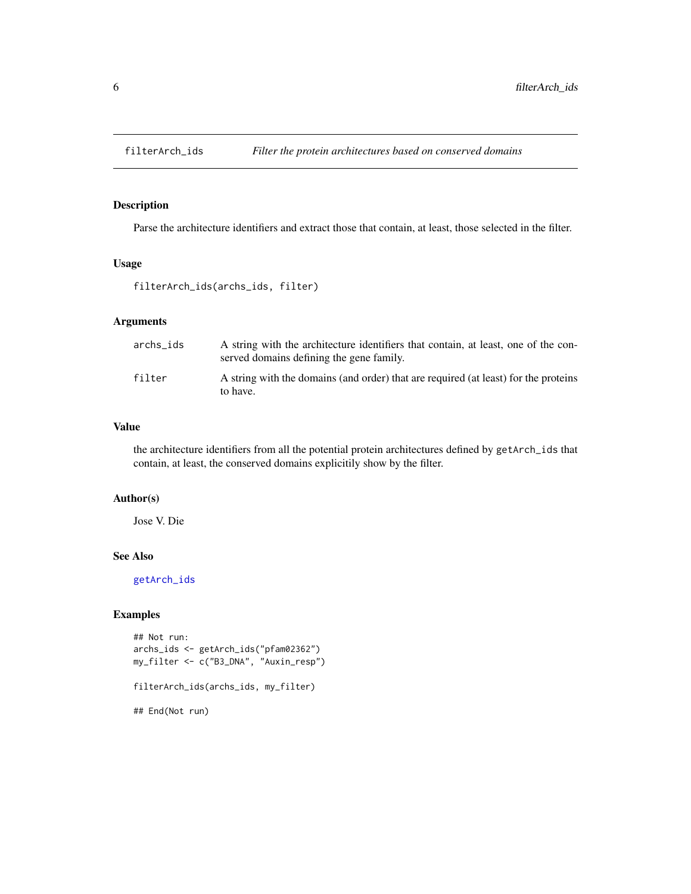# filterArch_ids — *Filter the protein architectures based on conserved domains*

## Description

Parse the architecture identifiers and extract those that contain, at least, those selected in the filter.

## Usage

```
filterArch_ids(archs_ids, filter)
```

## Arguments

| | |
|---|---|
| archs_ids | A string with the architecture identifiers that contain, at least, one of the conserved domains defining the gene family. |
| filter | A string with the domains (and order) that are required (at least) for the proteins to have. |

## Value

the architecture identifiers from all the potential protein architectures defined by `getArch_ids` that contain, at least, the conserved domains explicitily show by the filter.

## Author(s)

Jose V. Die

## See Also

`getArch_ids`

## Examples

```
## Not run:
archs_ids <- getArch_ids("pfam02362")
my_filter <- c("B3_DNA", "Auxin_resp")

filterArch_ids(archs_ids, my_filter)

## End(Not run)
```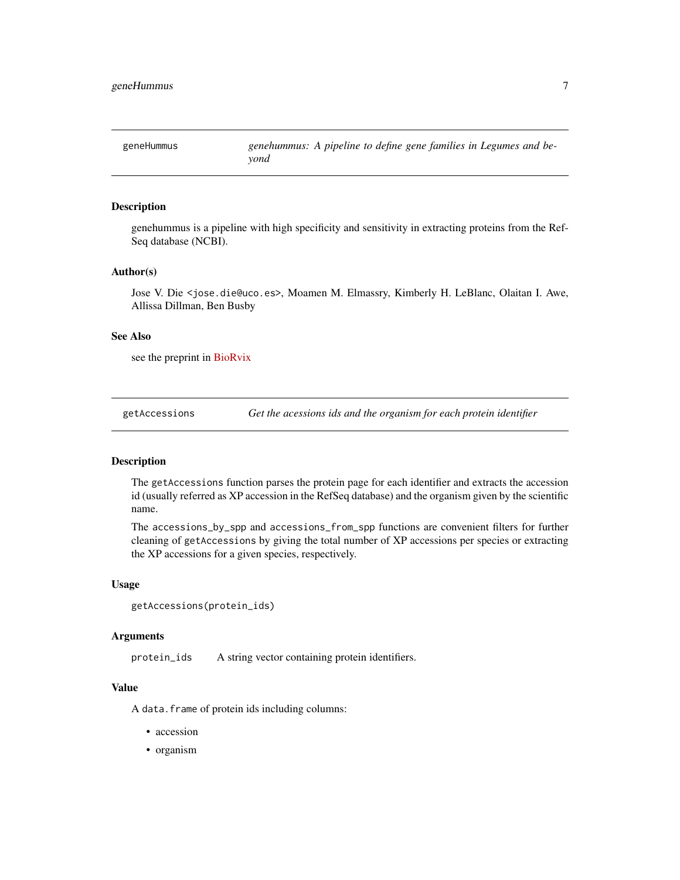## geneHummus — *genehummus: A pipeline to define gene families in Legumes and beyond*

### Description

genehummus is a pipeline with high specificity and sensitivity in extracting proteins from the RefSeq database (NCBI).

### Author(s)

Jose V. Die <jose.die@uco.es>, Moamen M. Elmassry, Kimberly H. LeBlanc, Olaitan I. Awe, Allissa Dillman, Ben Busby

### See Also

see the preprint in BioRvix

## getAccessions — *Get the acessions ids and the organism for each protein identifier*

### Description

The `getAccessions` function parses the protein page for each identifier and extracts the accession id (usually referred as XP accession in the RefSeq database) and the organism given by the scientific name.

The `accessions_by_spp` and `accessions_from_spp` functions are convenient filters for further cleaning of `getAccessions` by giving the total number of XP accessions per species or extracting the XP accessions for a given species, respectively.

### Usage

```
getAccessions(protein_ids)
```

### Arguments

| | |
|---|---|
| `protein_ids` | A string vector containing protein identifiers. |

### Value

A `data.frame` of protein ids including columns:

- accession
- organism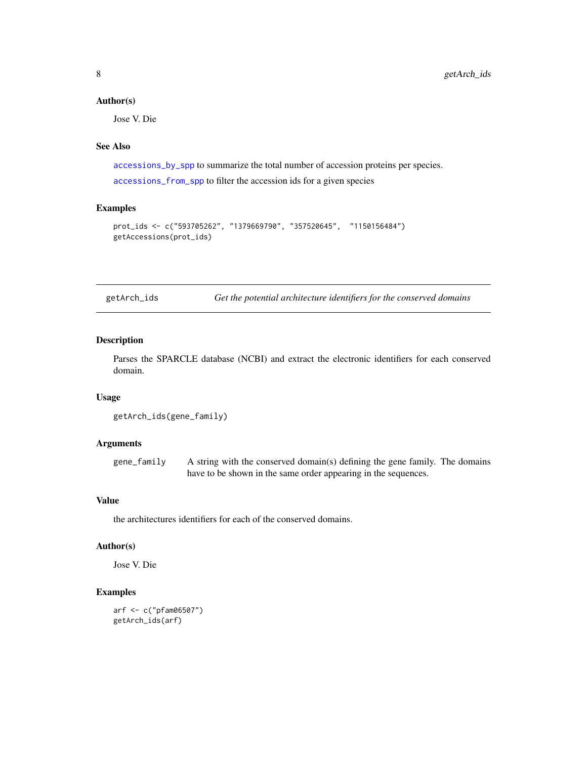### Author(s)

Jose V. Die

### See Also

`accessions_by_spp` to summarize the total number of accession proteins per species.

`accessions_from_spp` to filter the accession ids for a given species

### Examples

```
prot_ids <- c("593705262", "1379669790", "357520645",  "1150156484")
getAccessions(prot_ids)
```

---

## getArch_ids — *Get the potential architecture identifiers for the conserved domains*

---

### Description

Parses the SPARCLE database (NCBI) and extract the electronic identifiers for each conserved domain.

### Usage

```
getArch_ids(gene_family)
```

### Arguments

| | |
|---|---|
| `gene_family` | A string with the conserved domain(s) defining the gene family. The domains have to be shown in the same order appearing in the sequences. |

### Value

the architectures identifiers for each of the conserved domains.

### Author(s)

Jose V. Die

### Examples

```
arf <- c("pfam06507")
getArch_ids(arf)
```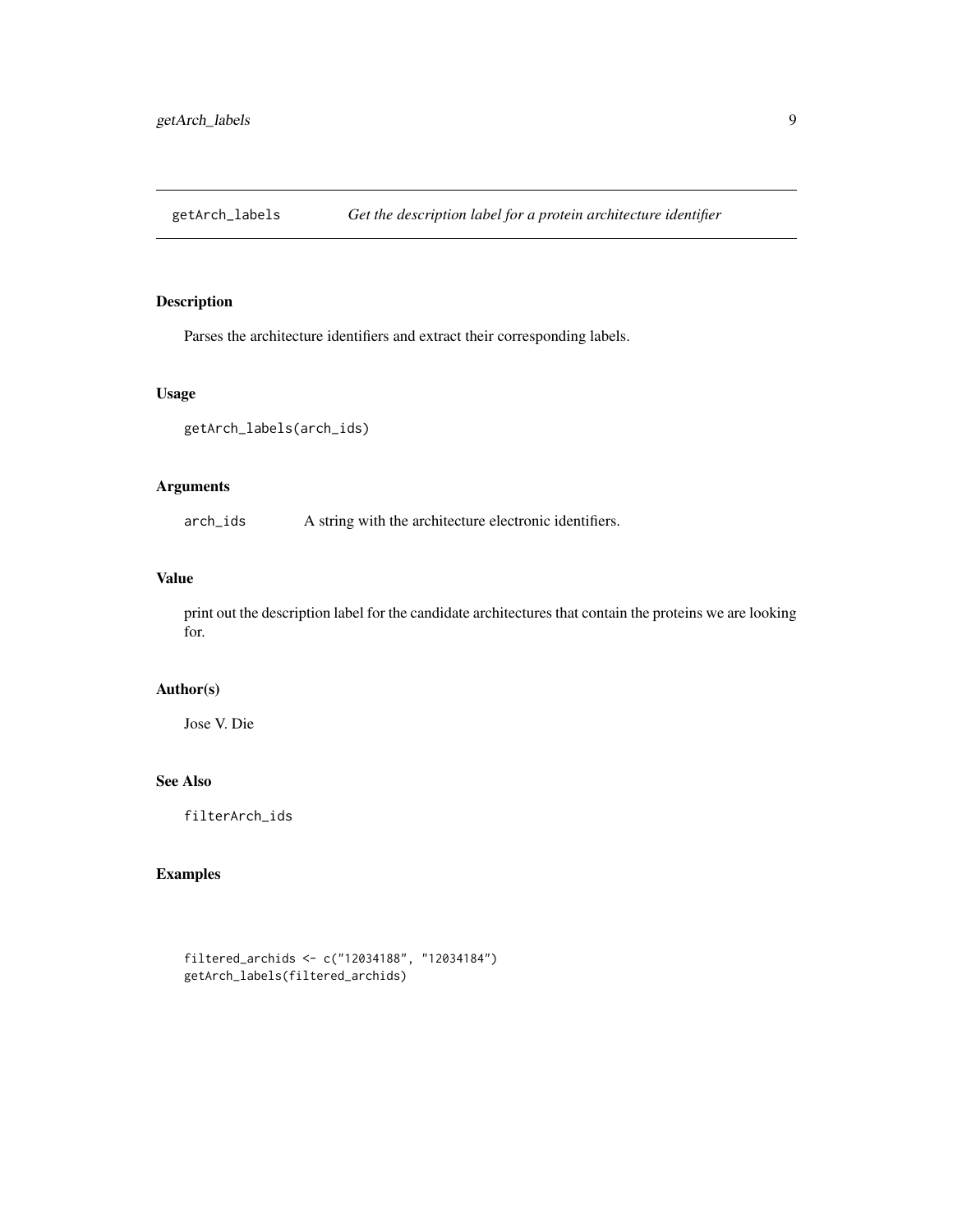## getArch_labels *Get the description label for a protein architecture identifier*

### Description

Parses the architecture identifiers and extract their corresponding labels.

### Usage

```
getArch_labels(arch_ids)
```

### Arguments

| | |
|---|---|
| arch_ids | A string with the architecture electronic identifiers. |

### Value

print out the description label for the candidate architectures that contain the proteins we are looking for.

### Author(s)

Jose V. Die

### See Also

filterArch_ids

### Examples

```
filtered_archids <- c("12034188", "12034184")
getArch_labels(filtered_archids)
```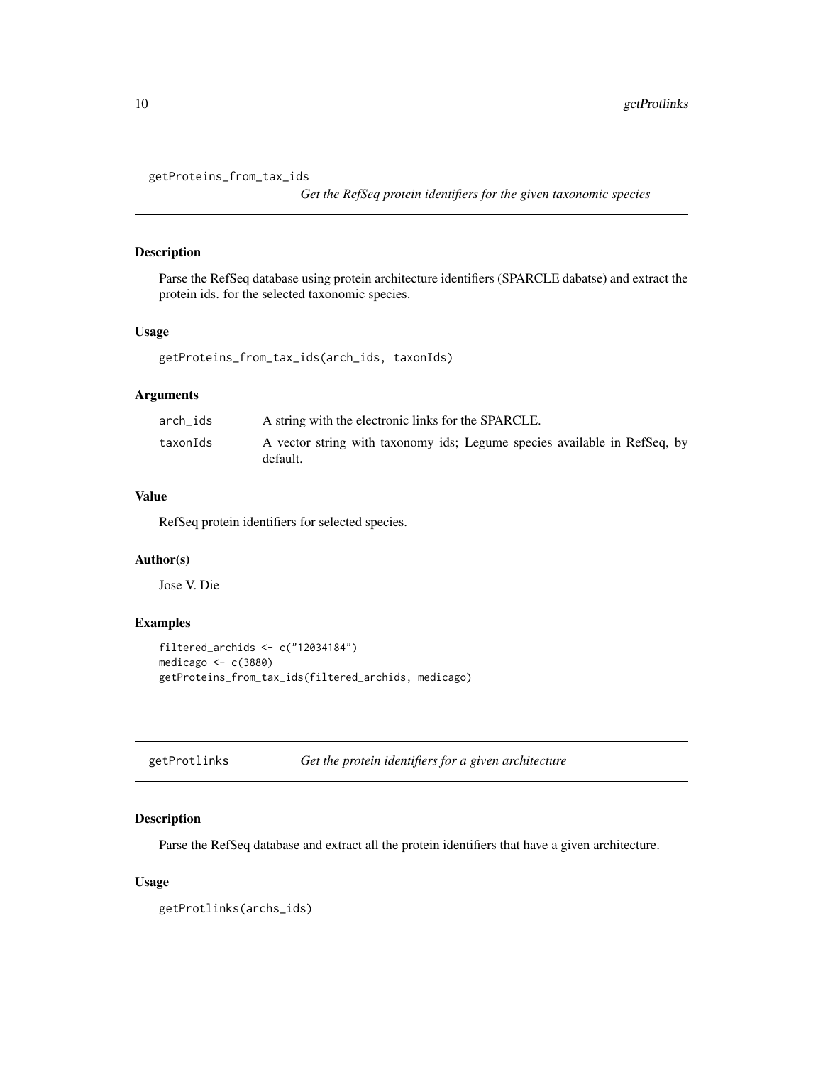## getProteins_from_tax_ids

*Get the RefSeq protein identifiers for the given taxonomic species*

### Description

Parse the RefSeq database using protein architecture identifiers (SPARCLE dabatse) and extract the protein ids. for the selected taxonomic species.

### Usage

```
getProteins_from_tax_ids(arch_ids, taxonIds)
```

### Arguments

| | |
|---|---|
| arch_ids | A string with the electronic links for the SPARCLE. |
| taxonIds | A vector string with taxonomy ids; Legume species available in RefSeq, by default. |

### Value

RefSeq protein identifiers for selected species.

### Author(s)

Jose V. Die

### Examples

```
filtered_archids <- c("12034184")
medicago <- c(3880)
getProteins_from_tax_ids(filtered_archids, medicago)
```

## getProtlinks

*Get the protein identifiers for a given architecture*

### Description

Parse the RefSeq database and extract all the protein identifiers that have a given architecture.

### Usage

```
getProtlinks(archs_ids)
```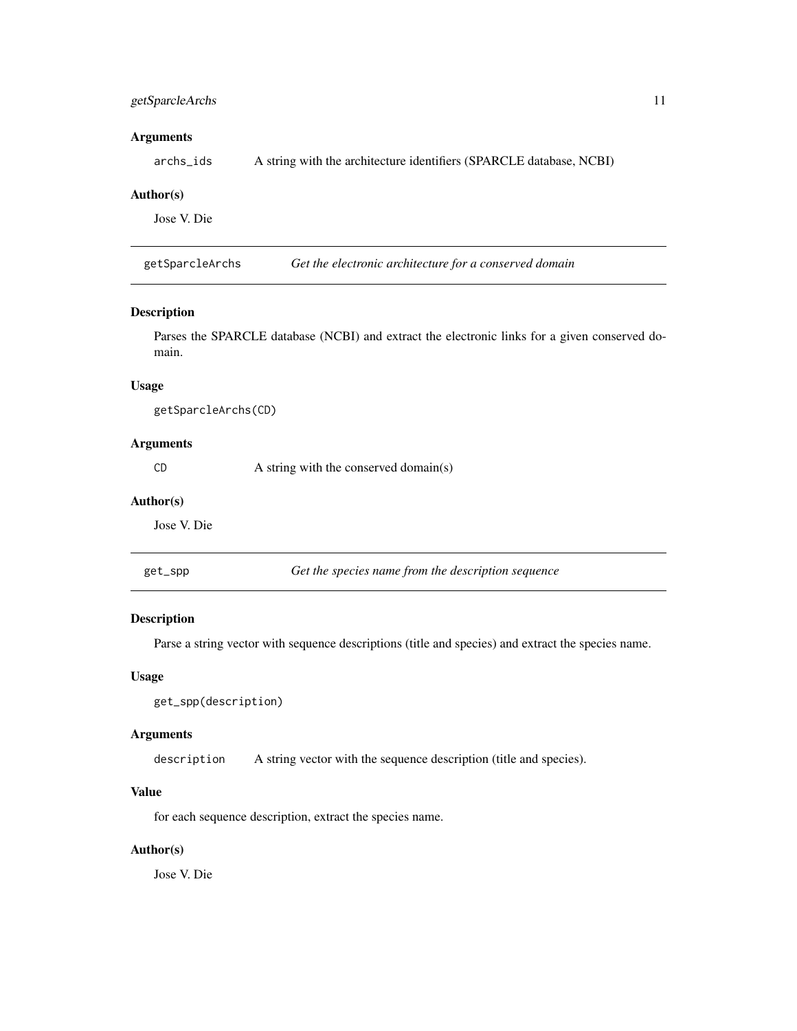### Arguments

`archs_ids` A string with the architecture identifiers (SPARCLE database, NCBI)

### Author(s)

Jose V. Die

---

## getSparcleArchs — *Get the electronic architecture for a conserved domain*

### Description

Parses the SPARCLE database (NCBI) and extract the electronic links for a given conserved domain.

### Usage

```
getSparcleArchs(CD)
```

### Arguments

`CD` A string with the conserved domain(s)

### Author(s)

Jose V. Die

---

## get_spp — *Get the species name from the description sequence*

### Description

Parse a string vector with sequence descriptions (title and species) and extract the species name.

### Usage

```
get_spp(description)
```

### Arguments

`description` A string vector with the sequence description (title and species).

### Value

for each sequence description, extract the species name.

### Author(s)

Jose V. Die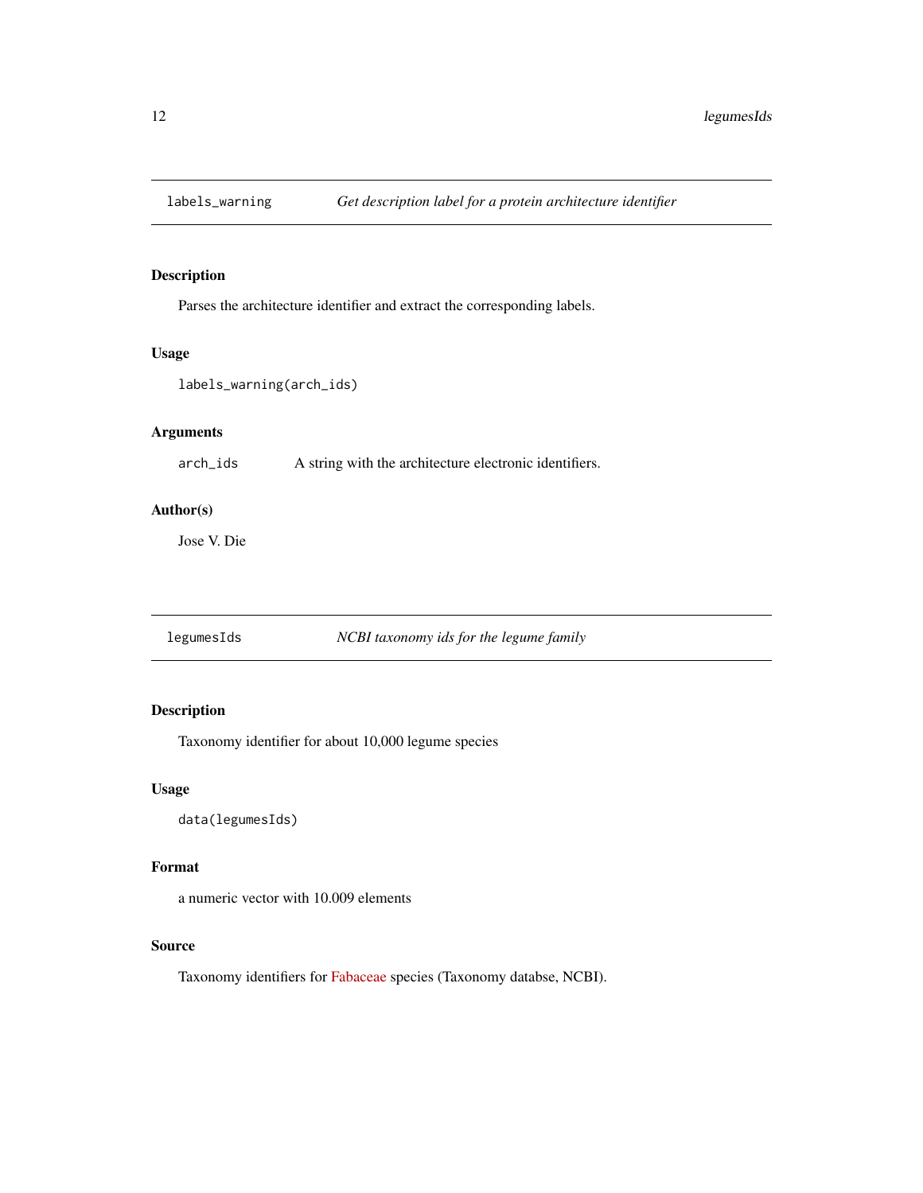## labels_warning — *Get description label for a protein architecture identifier*

### Description

Parses the architecture identifier and extract the corresponding labels.

### Usage

```
labels_warning(arch_ids)
```

### Arguments

| | |
|---|---|
| arch_ids | A string with the architecture electronic identifiers. |

### Author(s)

Jose V. Die

## legumesIds — *NCBI taxonomy ids for the legume family*

### Description

Taxonomy identifier for about 10,000 legume species

### Usage

```
data(legumesIds)
```

### Format

a numeric vector with 10.009 elements

### Source

Taxonomy identifiers for Fabaceae species (Taxonomy databse, NCBI).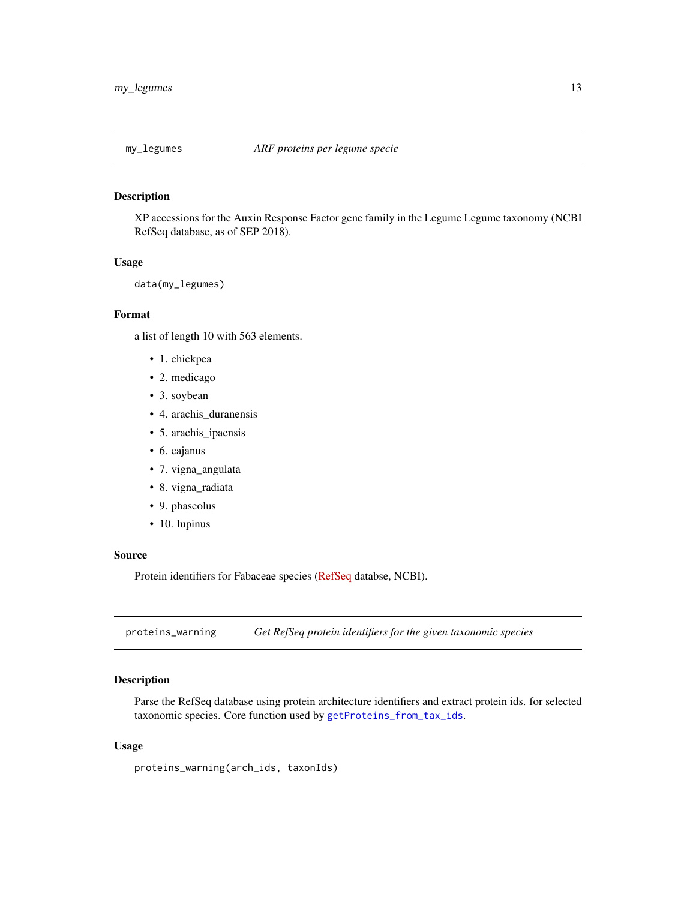## my_legumes — *ARF proteins per legume specie*

### Description

XP accessions for the Auxin Response Factor gene family in the Legume Legume taxonomy (NCBI RefSeq database, as of SEP 2018).

### Usage

```
data(my_legumes)
```

### Format

a list of length 10 with 563 elements.

- 1. chickpea
- 2. medicago
- 3. soybean
- 4. arachis_duranensis
- 5. arachis_ipaensis
- 6. cajanus
- 7. vigna_angulata
- 8. vigna_radiata
- 9. phaseolus
- 10. lupinus

### Source

Protein identifiers for Fabaceae species (RefSeq databse, NCBI).

## proteins_warning — *Get RefSeq protein identifiers for the given taxonomic species*

### Description

Parse the RefSeq database using protein architecture identifiers and extract protein ids. for selected taxonomic species. Core function used by `getProteins_from_tax_ids`.

### Usage

```
proteins_warning(arch_ids, taxonIds)
```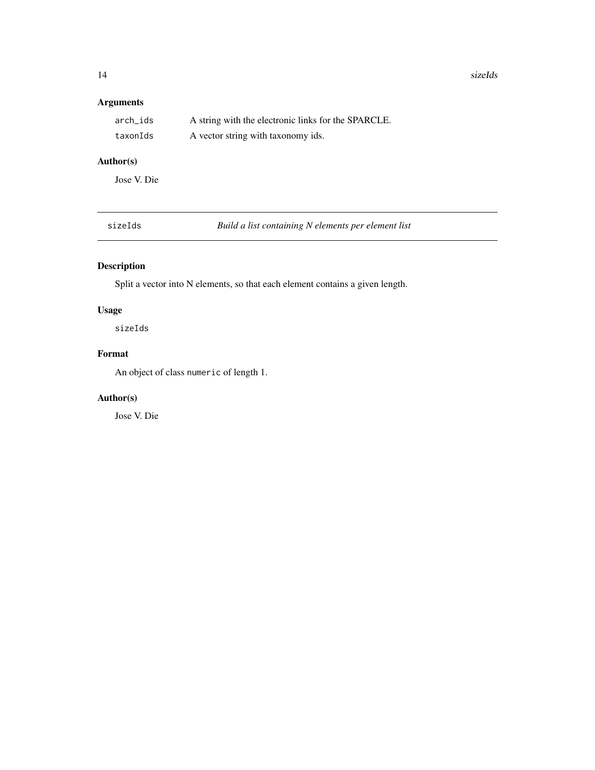## Arguments

| | |
|---|---|
| `arch_ids` | A string with the electronic links for the SPARCLE. |
| `taxonIds` | A vector string with taxonomy ids. |

## Author(s)

Jose V. Die

---

# sizeIds — *Build a list containing N elements per element list*

---

## Description

Split a vector into N elements, so that each element contains a given length.

## Usage

```
sizeIds
```

## Format

An object of class `numeric` of length 1.

## Author(s)

Jose V. Die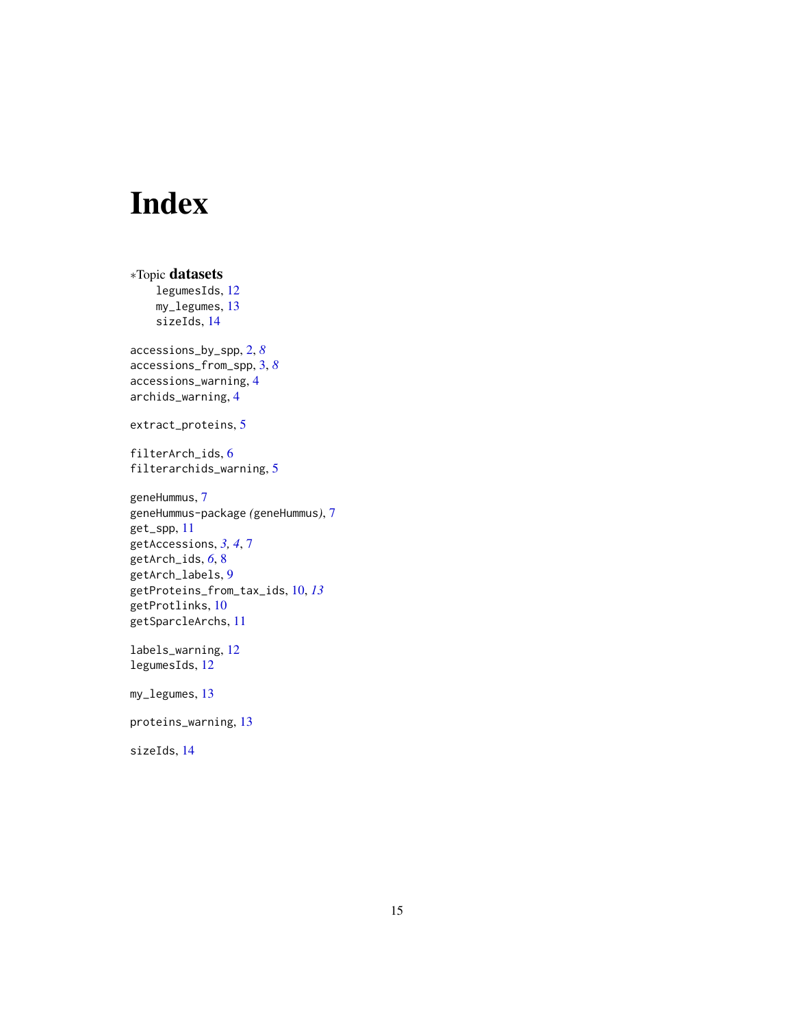# Index

∗Topic **datasets**
    legumesIds, 12
    my_legumes, 13
    sizeIds, 14

accessions_by_spp, 2, *8*
accessions_from_spp, 3, *8*
accessions_warning, 4
archids_warning, 4

extract_proteins, 5

filterArch_ids, 6
filterarchids_warning, 5

geneHummus, 7
geneHummus-package *(*geneHummus*)*, 7
get_spp, 11
getAccessions, *3*, *4*, 7
getArch_ids, *6*, 8
getArch_labels, 9
getProteins_from_tax_ids, 10, *13*
getProtlinks, 10
getSparcleArchs, 11

labels_warning, 12
legumesIds, 12

my_legumes, 13

proteins_warning, 13

sizeIds, 14